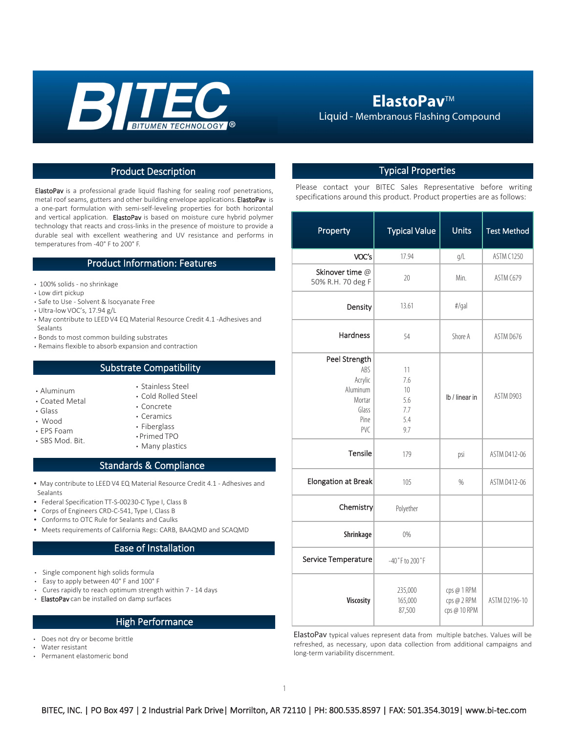# BITEC

BITUMEN TECHNOLOGY®

## ElastoPav™

Liquid - Membranous Flashing Compound

## Product Description

**ElastoPav** is a professional grade liquid flashing for sealing roof penetrations, metal roof seams, gutters and other building envelope applications. **ElastoPav** is a one-part formulation with semi-self-leveling properties for both horizontal and vertical application. **ElastoPav** is based on moisture cure hybrid polymer technology that reacts and cross-links in the presence of moisture to provide a durable seal with excellent weathering and UV resistance and performs in temperatures from -40° F to 200° F.

## Product Information: Features

- 100% solids - no shrinkage
- Low dirt pickup
- Safe to Use - Solvent & Isocyanate Free
- Ultra-low VOC's, 17.94 g/L
- May contribute to LEED V4 EQ Material Resource Credit 4.1 -Adhesives and Sealants
- Bonds to most common building substrates
- Remains flexible to absorb expansion and contraction

## Substrate Compatibility

- Aluminum
- Coated Metal
- Glass
- Wood
- EPS Foam
- SBS Mod. Bit.
- Stainless Steel
- Cold Rolled Steel
- Concrete
- Ceramics
- Fiberglass
- Primed TPO
- Many plastics

## Standards & Compliance

- May contribute to LEED V4 EQ Material Resource Credit 4.1 - Adhesives and Sealants
- Federal Specification TT-S-00230-C Type I, Class B
- Corps of Engineers CRD-C-541, Type I, Class B
- Conforms to OTC Rule for Sealants and Caulks
- Meets requirements of California Regs: CARB, BAAQMD and SCAQMD

## Ease of Installation

- Single component high solids formula
- Easy to apply between 40° F and 100° F
- Cures rapidly to reach optimum strength within 7 - 14 days
- **ElastoPav** can be installed on damp surfaces

## High Performance

- Does not dry or become brittle
- Water resistant
- Permanent elastomeric bond

## Typical Properties

Please contact your BITEC Sales Representative before writing specifications around this product. Product properties are as follows:

| Property | Typical Value | Units | Test Method |
|---|---|---|---|
| VOC's | 17.94 | g/L | ASTM C1250 |
| Skinover time @ 50% R.H. 70 deg F | 20 | Min. | ASTM C679 |
| Density | 13.61 | #/gal | |
| Hardness | 54 | Shore A | ASTM D676 |
| Peel Strength | | lb / linear in | ASTM D903 |
| ABS | 11 | | |
| Acrylic | 7.6 | | |
| Aluminum | 10 | | |
| Mortar | 5.6 | | |
| Glass | 7.7 | | |
| Pine | 5.4 | | |
| PVC | 9.7 | | |
| Tensile | 179 | psi | ASTM D412-06 |
| Elongation at Break | 105 | % | ASTM D412-06 |
| Chemistry | Polyether | | |
| Shrinkage | 0% | | |
| Service Temperature | -40˚F to 200˚F | | |
| Viscosity | 235,000<br>165,000<br>87,500 | cps @ 1 RPM<br>cps @ 2 RPM<br>cps @ 10 RPM | ASTM D2196-10 |

ElastoPav typical values represent data from multiple batches. Values will be refreshed, as necessary, upon data collection from additional campaigns and long-term variability discernment.

BITEC, INC. | PO Box 497 | 2 Industrial Park Drive| Morrilton, AR 72110 | PH: 800.535.8597 | FAX: 501.354.3019| www.bi-tec.com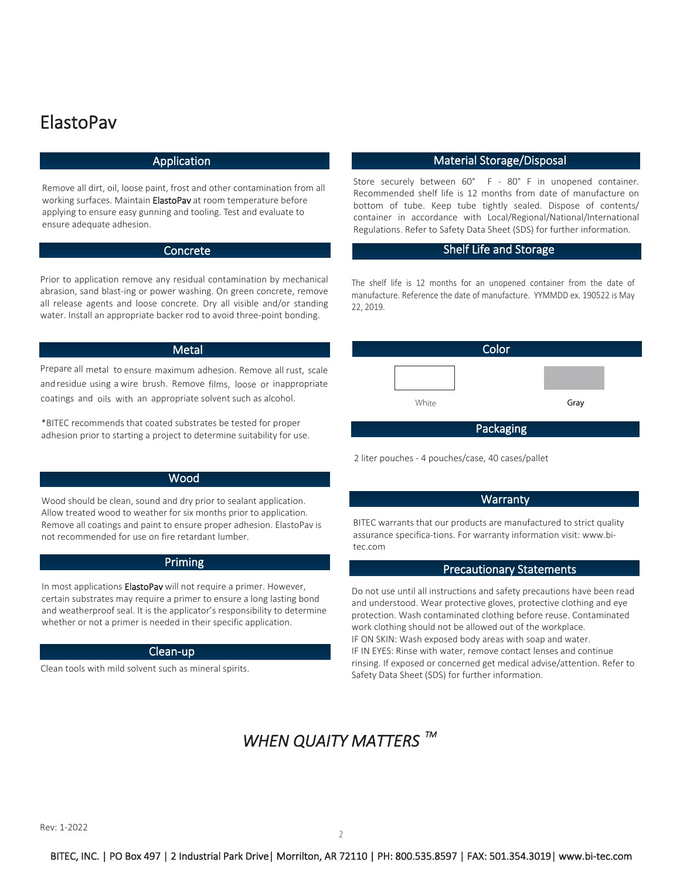# ElastoPav

## Application

Remove all dirt, oil, loose paint, frost and other contamination from all working surfaces. Maintain **ElastoPav** at room temperature before applying to ensure easy gunning and tooling. Test and evaluate to ensure adequate adhesion.

## Concrete

Prior to application remove any residual contamination by mechanical abrasion, sand blast-ing or power washing. On green concrete, remove all release agents and loose concrete. Dry all visible and/or standing water. Install an appropriate backer rod to avoid three-point bonding.

## Metal

Prepare all metal to ensure maximum adhesion. Remove all rust, scale and residue using a wire brush. Remove films, loose or inappropriate coatings and oils with an appropriate solvent such as alcohol.

*BITEC recommends that coated substrates be tested for proper adhesion prior to starting a project to determine suitability for use.

## Wood

Wood should be clean, sound and dry prior to sealant application. Allow treated wood to weather for six months prior to application. Remove all coatings and paint to ensure proper adhesion. ElastoPav is not recommended for use on fire retardant lumber.

## Priming

In most applications **ElastoPav** will not require a primer. However, certain substrates may require a primer to ensure a long lasting bond and weatherproof seal. It is the applicator's responsibility to determine whether or not a primer is needed in their specific application.

## Clean-up

Clean tools with mild solvent such as mineral spirits.

## Material Storage/Disposal

Store securely between 60° F - 80° F in unopened container. Recommended shelf life is 12 months from date of manufacture on bottom of tube. Keep tube tightly sealed. Dispose of contents/ container in accordance with Local/Regional/National/International Regulations. Refer to Safety Data Sheet (SDS) for further information.

## Shelf Life and Storage

The shelf life is 12 months for an unopened container from the date of manufacture. Reference the date of manufacture. YYMMDD ex. 190522 is May 22, 2019.

## Color

White

Gray

## Packaging

2 liter pouches - 4 pouches/case, 40 cases/pallet

## Warranty

BITEC warrants that our products are manufactured to strict quality assurance specifica-tions. For warranty information visit: www.bi-tec.com

## Precautionary Statements

Do not use until all instructions and safety precautions have been read and understood. Wear protective gloves, protective clothing and eye protection. Wash contaminated clothing before reuse. Contaminated work clothing should not be allowed out of the workplace.
IF ON SKIN: Wash exposed body areas with soap and water.
IF IN EYES: Rinse with water, remove contact lenses and continue rinsing. If exposed or concerned get medical advise/attention. Refer to Safety Data Sheet (SDS) for further information.

*WHEN QUAITY MATTERS ™*

Rev: 1-2022

BITEC, INC. | PO Box 497 | 2 Industrial Park Drive| Morrilton, AR 72110 | PH: 800.535.8597 | FAX: 501.354.3019| www.bi-tec.com